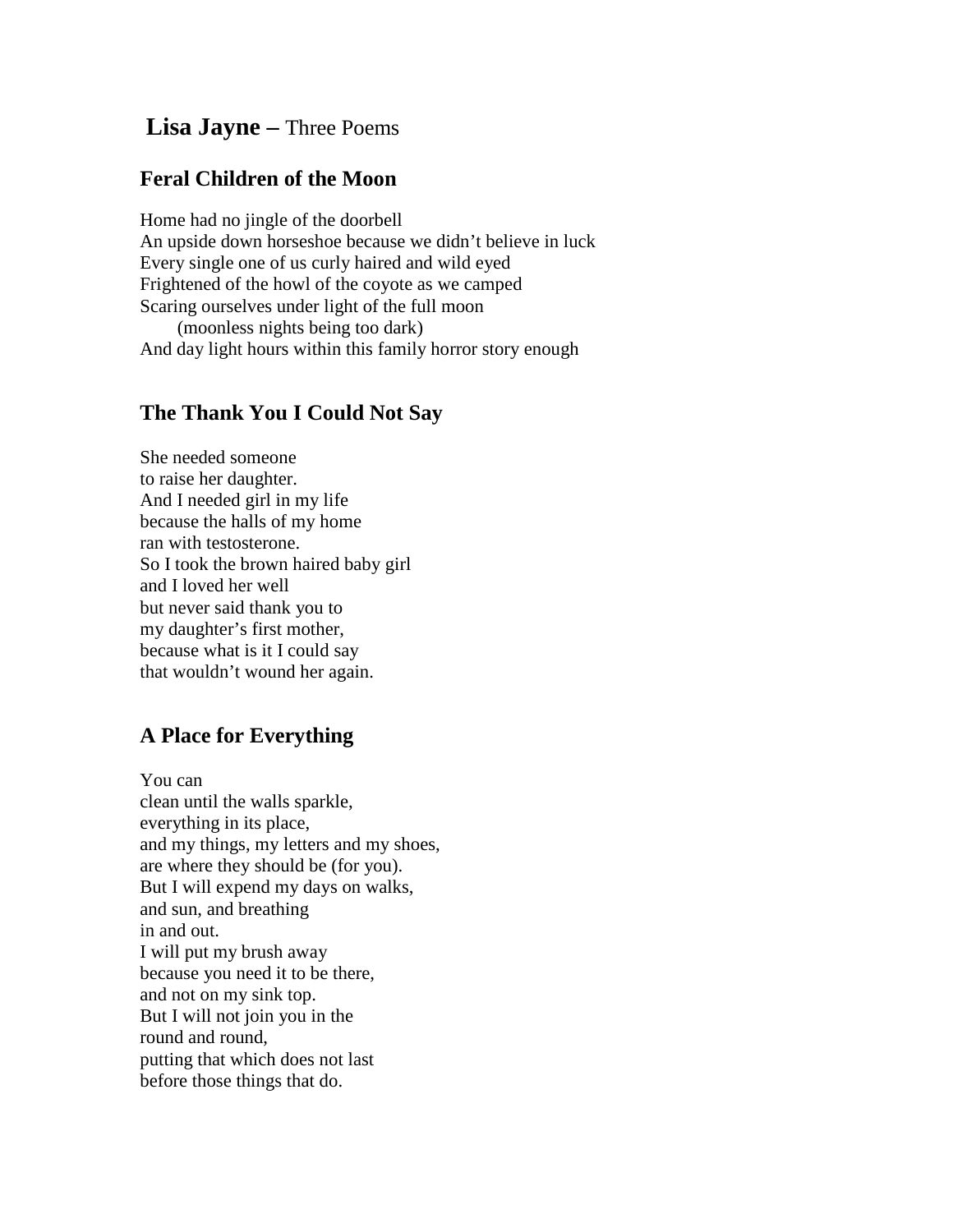# **Lisa Jayne –** Three Poems

## Feral Children of the Moon

Home had no jingle of the doorbell  
An upside down horseshoe because we didn't believe in luck  
Every single one of us curly haired and wild eyed  
Frightened of the howl of the coyote as we camped  
Scaring ourselves under light of the full moon  
    (moonless nights being too dark)  
And day light hours within this family horror story enough

## The Thank You I Could Not Say

She needed someone  
to raise her daughter.  
And I needed girl in my life  
because the halls of my home  
ran with testosterone.  
So I took the brown haired baby girl  
and I loved her well  
but never said thank you to  
my daughter's first mother,  
because what is it I could say  
that wouldn't wound her again.

## A Place for Everything

You can  
clean until the walls sparkle,  
everything in its place,  
and my things, my letters and my shoes,  
are where they should be (for you).  
But I will expend my days on walks,  
and sun, and breathing  
in and out.  
I will put my brush away  
because you need it to be there,  
and not on my sink top.  
But I will not join you in the  
round and round,  
putting that which does not last  
before those things that do.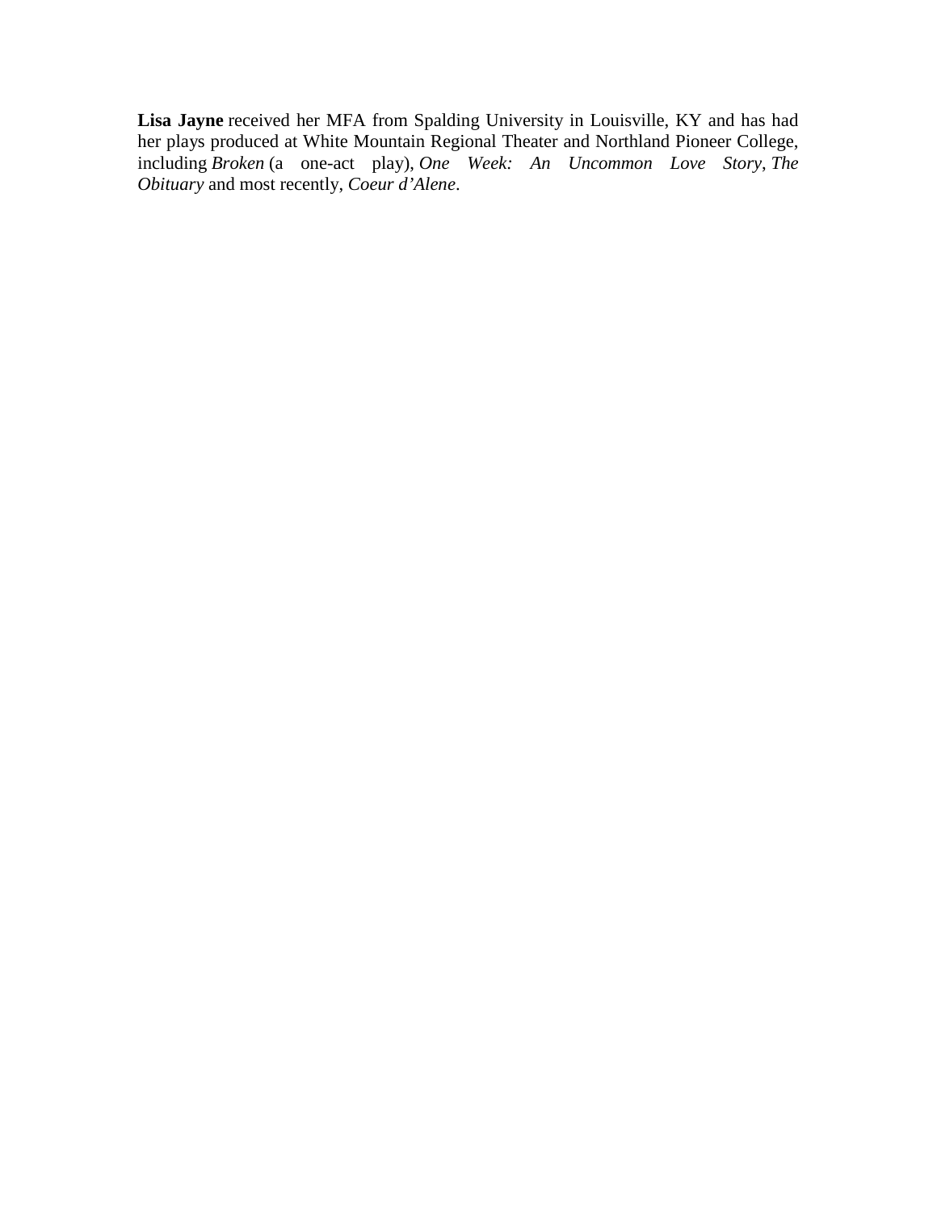**Lisa Jayne** received her MFA from Spalding University in Louisville, KY and has had her plays produced at White Mountain Regional Theater and Northland Pioneer College, including *Broken* (a one-act play), *One Week: An Uncommon Love Story*, *The Obituary* and most recently, *Coeur d'Alene*.